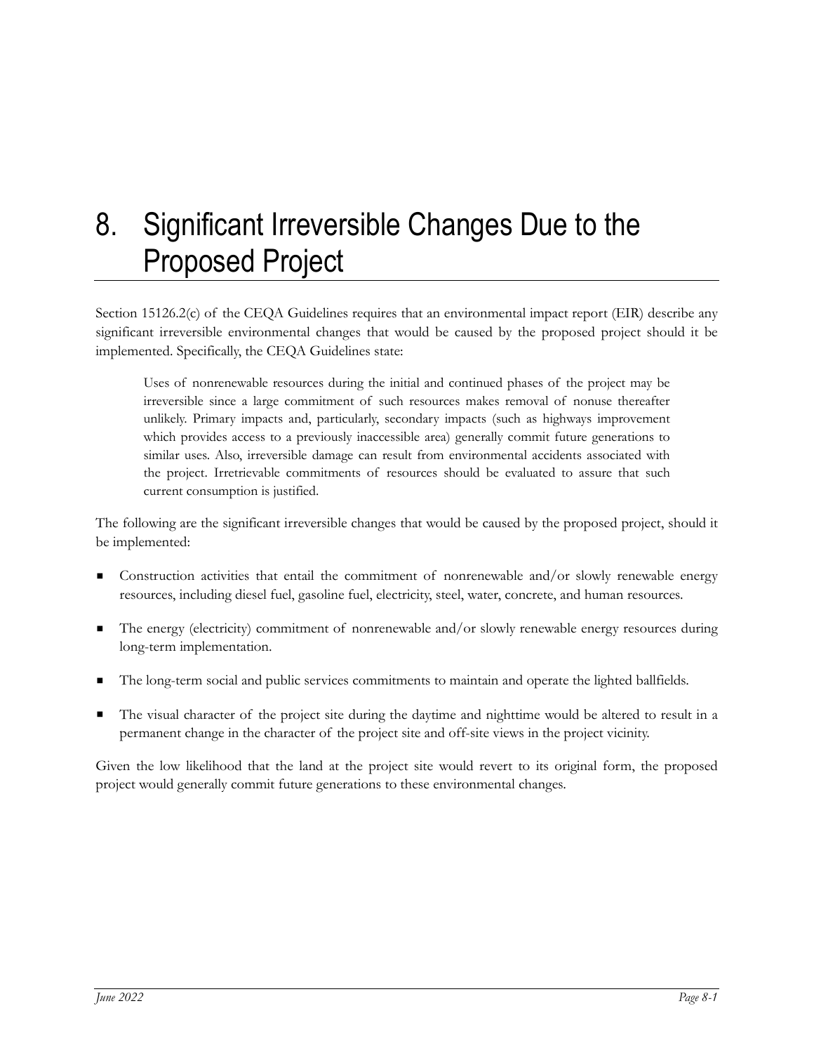# 8. Significant Irreversible Changes Due to the Proposed Project

Section 15126.2(c) of the CEQA Guidelines requires that an environmental impact report (EIR) describe any significant irreversible environmental changes that would be caused by the proposed project should it be implemented. Specifically, the CEQA Guidelines state:

> Uses of nonrenewable resources during the initial and continued phases of the project may be irreversible since a large commitment of such resources makes removal of nonuse thereafter unlikely. Primary impacts and, particularly, secondary impacts (such as highways improvement which provides access to a previously inaccessible area) generally commit future generations to similar uses. Also, irreversible damage can result from environmental accidents associated with the project. Irretrievable commitments of resources should be evaluated to assure that such current consumption is justified.

The following are the significant irreversible changes that would be caused by the proposed project, should it be implemented:

- Construction activities that entail the commitment of nonrenewable and/or slowly renewable energy resources, including diesel fuel, gasoline fuel, electricity, steel, water, concrete, and human resources.
- The energy (electricity) commitment of nonrenewable and/or slowly renewable energy resources during long-term implementation.
- The long-term social and public services commitments to maintain and operate the lighted ballfields.
- The visual character of the project site during the daytime and nighttime would be altered to result in a permanent change in the character of the project site and off-site views in the project vicinity.

Given the low likelihood that the land at the project site would revert to its original form, the proposed project would generally commit future generations to these environmental changes.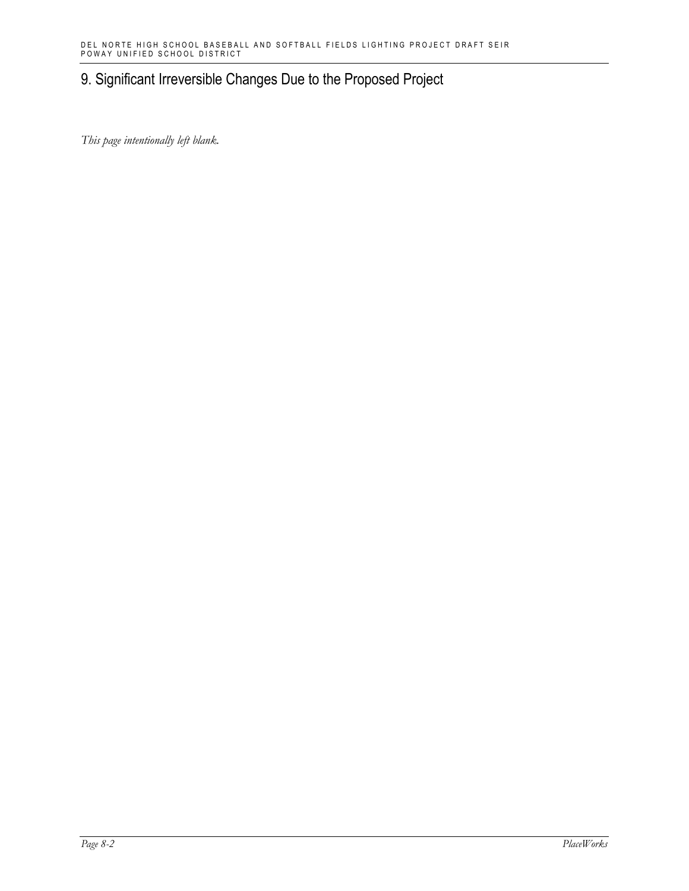# 9. Significant Irreversible Changes Due to the Proposed Project

*This page intentionally left blank.*